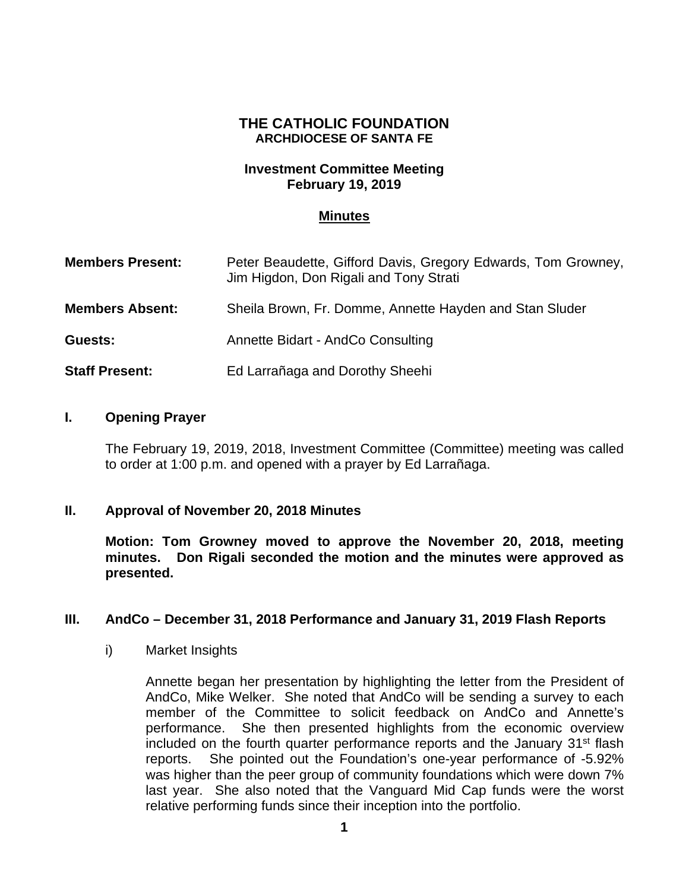# THE CATHOLIC FOUNDATION
## ARCHDIOCESE OF SANTA FE

### Investment Committee Meeting
### February 19, 2019

### Minutes

**Members Present:** Peter Beaudette, Gifford Davis, Gregory Edwards, Tom Growney, Jim Higdon, Don Rigali and Tony Strati

**Members Absent:** Sheila Brown, Fr. Domme, Annette Hayden and Stan Sluder

**Guests:** Annette Bidart - AndCo Consulting

**Staff Present:** Ed Larrañaga and Dorothy Sheehi

## I. Opening Prayer

The February 19, 2019, 2018, Investment Committee (Committee) meeting was called to order at 1:00 p.m. and opened with a prayer by Ed Larrañaga.

## II. Approval of November 20, 2018 Minutes

**Motion: Tom Growney moved to approve the November 20, 2018, meeting minutes. Don Rigali seconded the motion and the minutes were approved as presented.**

## III. AndCo – December 31, 2018 Performance and January 31, 2019 Flash Reports

i) Market Insights

Annette began her presentation by highlighting the letter from the President of AndCo, Mike Welker. She noted that AndCo will be sending a survey to each member of the Committee to solicit feedback on AndCo and Annette's performance. She then presented highlights from the economic overview included on the fourth quarter performance reports and the January 31st flash reports. She pointed out the Foundation's one-year performance of -5.92% was higher than the peer group of community foundations which were down 7% last year. She also noted that the Vanguard Mid Cap funds were the worst relative performing funds since their inception into the portfolio.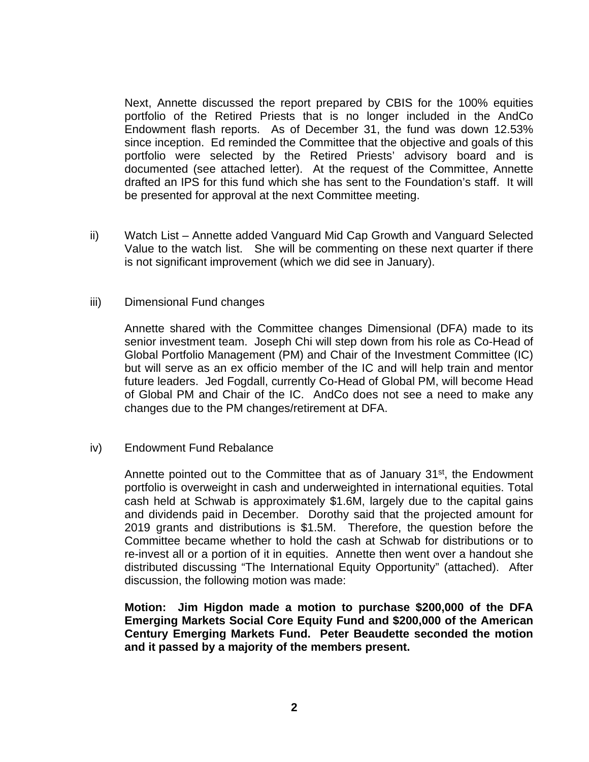Next, Annette discussed the report prepared by CBIS for the 100% equities portfolio of the Retired Priests that is no longer included in the AndCo Endowment flash reports. As of December 31, the fund was down 12.53% since inception. Ed reminded the Committee that the objective and goals of this portfolio were selected by the Retired Priests' advisory board and is documented (see attached letter). At the request of the Committee, Annette drafted an IPS for this fund which she has sent to the Foundation's staff. It will be presented for approval at the next Committee meeting.

ii) Watch List – Annette added Vanguard Mid Cap Growth and Vanguard Selected Value to the watch list. She will be commenting on these next quarter if there is not significant improvement (which we did see in January).

iii) Dimensional Fund changes

Annette shared with the Committee changes Dimensional (DFA) made to its senior investment team. Joseph Chi will step down from his role as Co-Head of Global Portfolio Management (PM) and Chair of the Investment Committee (IC) but will serve as an ex officio member of the IC and will help train and mentor future leaders. Jed Fogdall, currently Co-Head of Global PM, will become Head of Global PM and Chair of the IC. AndCo does not see a need to make any changes due to the PM changes/retirement at DFA.

iv) Endowment Fund Rebalance

Annette pointed out to the Committee that as of January 31st, the Endowment portfolio is overweight in cash and underweighted in international equities. Total cash held at Schwab is approximately \$1.6M, largely due to the capital gains and dividends paid in December. Dorothy said that the projected amount for 2019 grants and distributions is \$1.5M. Therefore, the question before the Committee became whether to hold the cash at Schwab for distributions or to re-invest all or a portion of it in equities. Annette then went over a handout she distributed discussing "The International Equity Opportunity" (attached). After discussion, the following motion was made:

**Motion: Jim Higdon made a motion to purchase \$200,000 of the DFA Emerging Markets Social Core Equity Fund and \$200,000 of the American Century Emerging Markets Fund. Peter Beaudette seconded the motion and it passed by a majority of the members present.**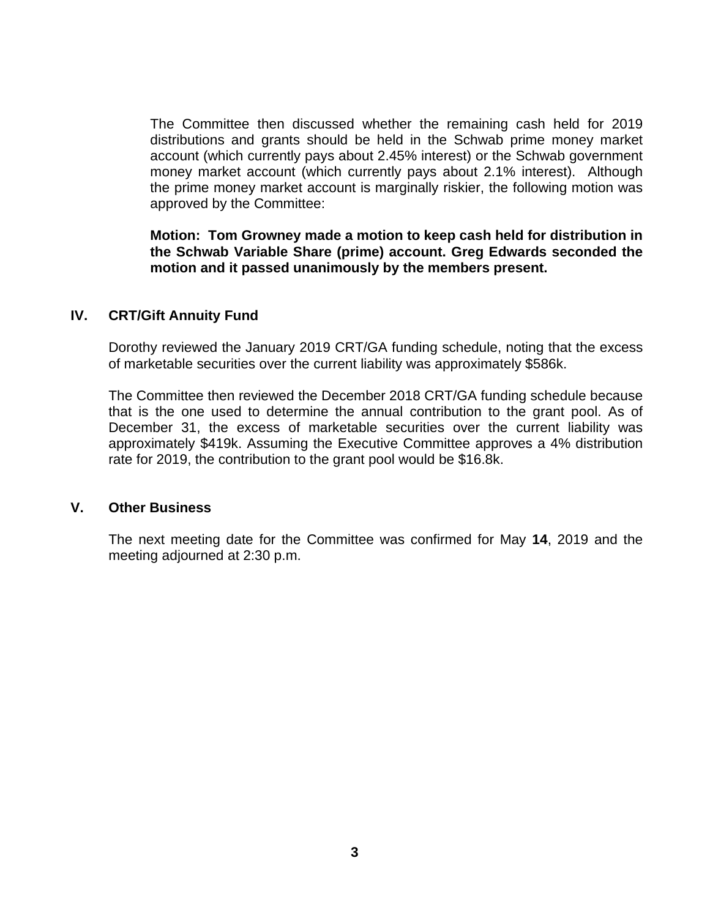The Committee then discussed whether the remaining cash held for 2019 distributions and grants should be held in the Schwab prime money market account (which currently pays about 2.45% interest) or the Schwab government money market account (which currently pays about 2.1% interest). Although the prime money market account is marginally riskier, the following motion was approved by the Committee:

**Motion: Tom Growney made a motion to keep cash held for distribution in the Schwab Variable Share (prime) account. Greg Edwards seconded the motion and it passed unanimously by the members present.**

## IV. CRT/Gift Annuity Fund

Dorothy reviewed the January 2019 CRT/GA funding schedule, noting that the excess of marketable securities over the current liability was approximately $586k.

The Committee then reviewed the December 2018 CRT/GA funding schedule because that is the one used to determine the annual contribution to the grant pool. As of December 31, the excess of marketable securities over the current liability was approximately $419k. Assuming the Executive Committee approves a 4% distribution rate for 2019, the contribution to the grant pool would be $16.8k.

## V. Other Business

The next meeting date for the Committee was confirmed for May **14**, 2019 and the meeting adjourned at 2:30 p.m.